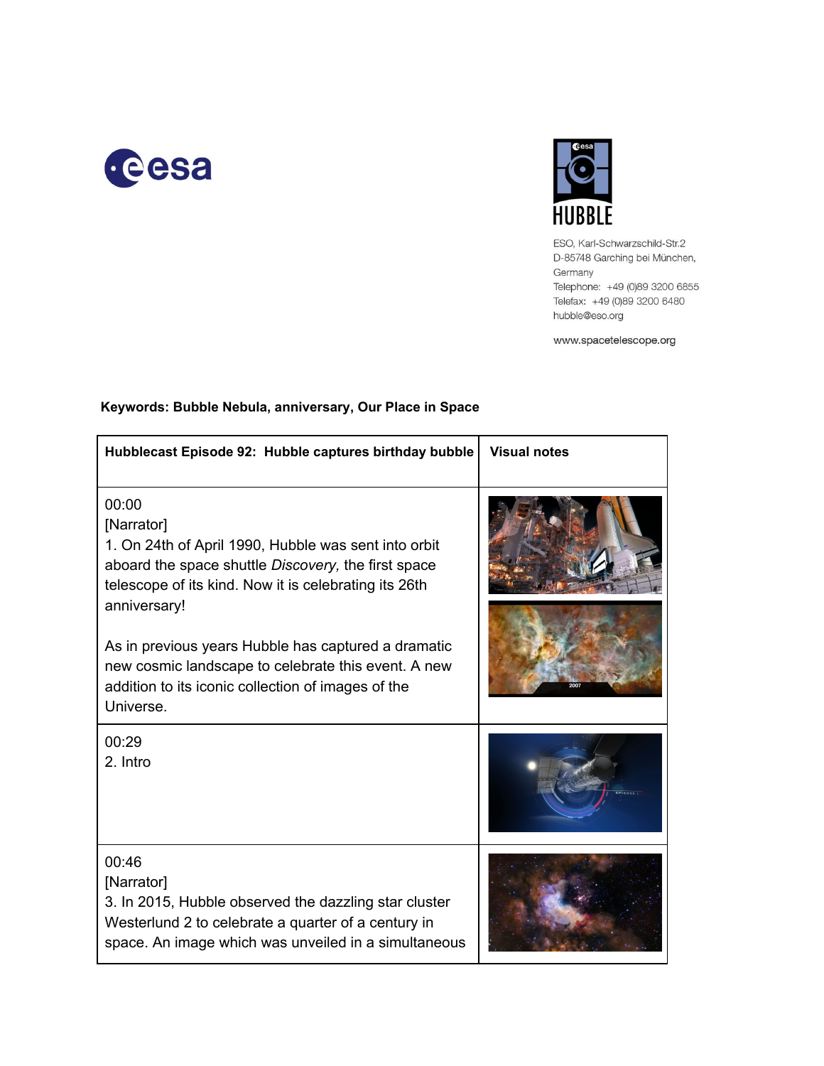ESO, Karl-Schwarzschild-Str.2
D-85748 Garching bei München,
Germany
Telephone: +49 (0)89 3200 6855
Telefax: +49 (0)89 3200 6480
hubble@eso.org

www.spacetelescope.org

**Keywords: Bubble Nebula, anniversary, Our Place in Space**

| **Hubblecast Episode 92: Hubble captures birthday bubble** | **Visual notes** |
|---|---|
| 00:00<br>[Narrator]<br>1. On 24th of April 1990, Hubble was sent into orbit aboard the space shuttle *Discovery,* the first space telescope of its kind. Now it is celebrating its 26th anniversary!<br><br>As in previous years Hubble has captured a dramatic new cosmic landscape to celebrate this event. A new addition to its iconic collection of images of the Universe. | |
| 00:29<br>2. Intro | |
| 00:46<br>[Narrator]<br>3. In 2015, Hubble observed the dazzling star cluster Westerlund 2 to celebrate a quarter of a century in space. An image which was unveiled in a simultaneous | |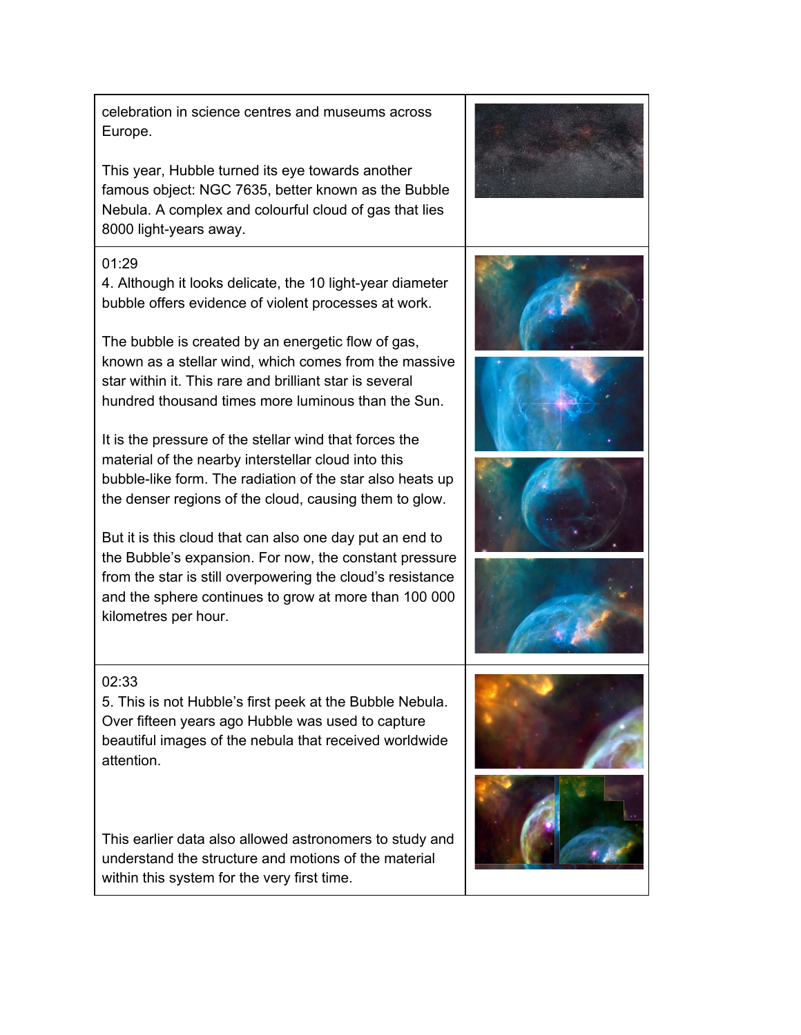| | |
|---|---|
| celebration in science centres and museums across Europe.<br><br>This year, Hubble turned its eye towards another famous object: NGC 7635, better known as the Bubble Nebula. A complex and colourful cloud of gas that lies 8000 light-years away. | |
| 01:29<br>4. Although it looks delicate, the 10 light-year diameter bubble offers evidence of violent processes at work.<br><br>The bubble is created by an energetic flow of gas, known as a stellar wind, which comes from the massive star within it. This rare and brilliant star is several hundred thousand times more luminous than the Sun.<br><br>It is the pressure of the stellar wind that forces the material of the nearby interstellar cloud into this bubble-like form. The radiation of the star also heats up the denser regions of the cloud, causing them to glow.<br><br>But it is this cloud that can also one day put an end to the Bubble's expansion. For now, the constant pressure from the star is still overpowering the cloud's resistance and the sphere continues to grow at more than 100 000 kilometres per hour. | |
| 02:33<br>5. This is not Hubble's first peek at the Bubble Nebula. Over fifteen years ago Hubble was used to capture beautiful images of the nebula that received worldwide attention.<br><br>This earlier data also allowed astronomers to study and understand the structure and motions of the material within this system for the very first time. | |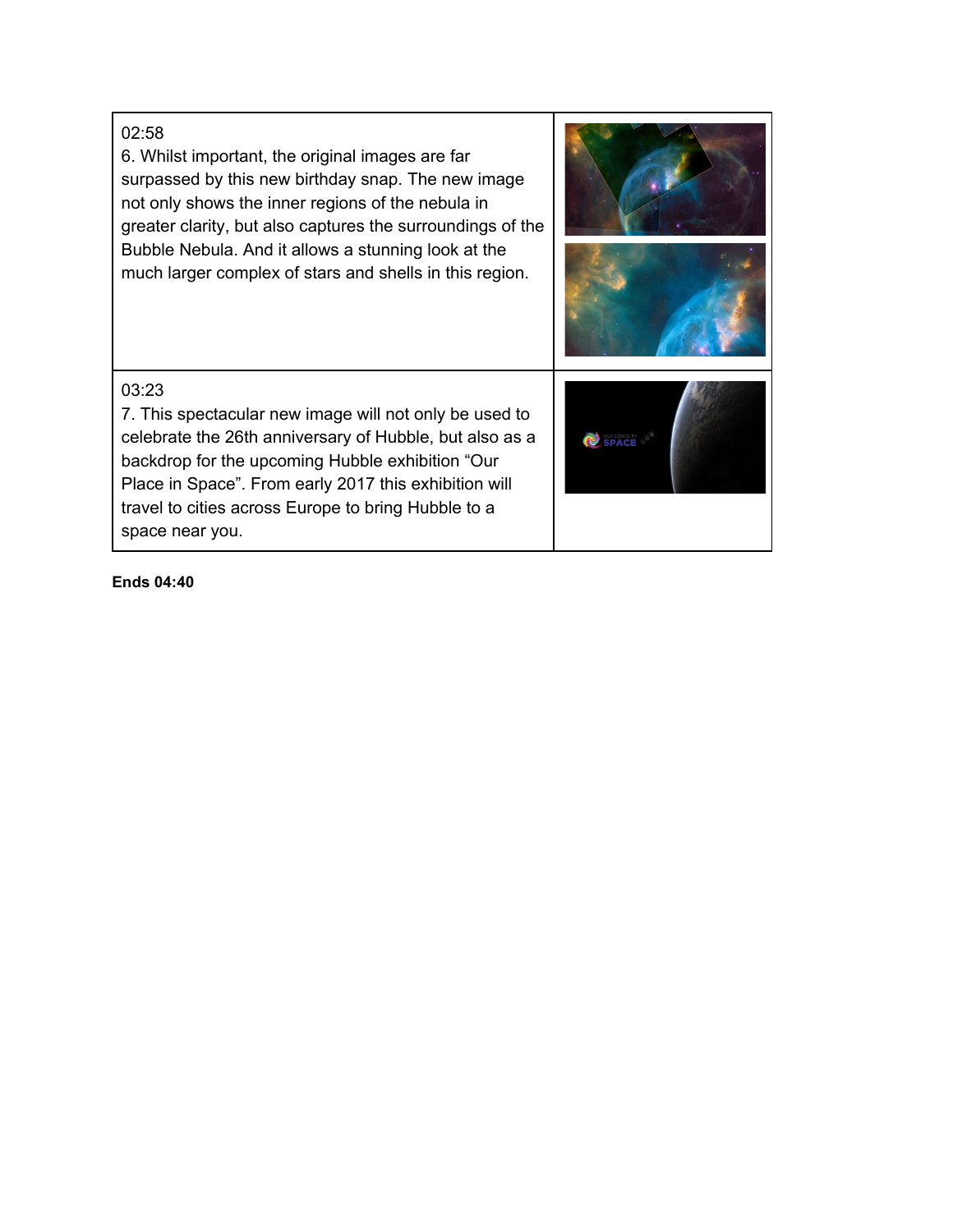| | |
|---|---|
| 02:58<br>6. Whilst important, the original images are far surpassed by this new birthday snap. The new image not only shows the inner regions of the nebula in greater clarity, but also captures the surroundings of the Bubble Nebula. And it allows a stunning look at the much larger complex of stars and shells in this region. | |
| 03:23<br>7. This spectacular new image will not only be used to celebrate the 26th anniversary of Hubble, but also as a backdrop for the upcoming Hubble exhibition “Our Place in Space”. From early 2017 this exhibition will travel to cities across Europe to bring Hubble to a space near you. | |

**Ends 04:40**